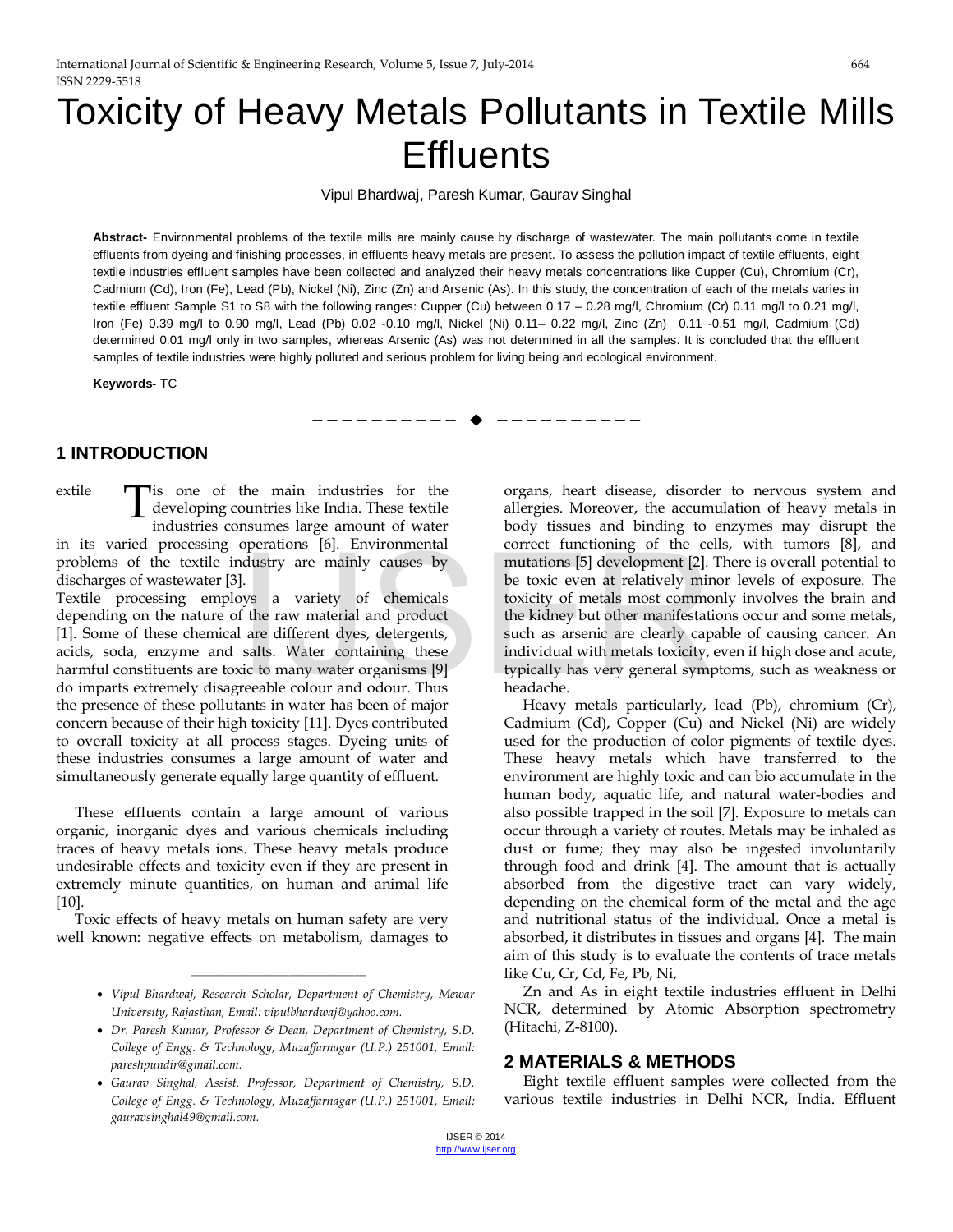# Toxicity of Heavy Metals Pollutants in Textile Mills Effluents

Vipul Bhardwaj, Paresh Kumar, Gaurav Singhal

**Abstract-** Environmental problems of the textile mills are mainly cause by discharge of wastewater. The main pollutants come in textile effluents from dyeing and finishing processes, in effluents heavy metals are present. To assess the pollution impact of textile effluents, eight textile industries effluent samples have been collected and analyzed their heavy metals concentrations like Cupper (Cu), Chromium (Cr), Cadmium (Cd), Iron (Fe), Lead (Pb), Nickel (Ni), Zinc (Zn) and Arsenic (As). In this study, the concentration of each of the metals varies in textile effluent Sample S1 to S8 with the following ranges: Cupper (Cu) between 0.17 – 0.28 mg/l, Chromium (Cr) 0.11 mg/l to 0.21 mg/l, Iron (Fe) 0.39 mg/l to 0.90 mg/l, Lead (Pb) 0.02 -0.10 mg/l, Nickel (Ni) 0.11– 0.22 mg/l, Zinc (Zn) 0.11 -0.51 mg/l, Cadmium (Cd) determined 0.01 mg/l only in two samples, whereas Arsenic (As) was not determined in all the samples. It is concluded that the effluent samples of textile industries were highly polluted and serious problem for living being and ecological environment.

**Keywords-** TC

## 1 INTRODUCTION

Textile is one of the main industries for the developing countries like India. These textile industries consumes large amount of water in its varied processing operations [6]. Environmental problems of the textile industry are mainly causes by discharges of wastewater [3].

Textile processing employs a variety of chemicals depending on the nature of the raw material and product [1]. Some of these chemical are different dyes, detergents, acids, soda, enzyme and salts. Water containing these harmful constituents are toxic to many water organisms [9] do imparts extremely disagreeable colour and odour. Thus the presence of these pollutants in water has been of major concern because of their high toxicity [11]. Dyes contributed to overall toxicity at all process stages. Dyeing units of these industries consumes a large amount of water and simultaneously generate equally large quantity of effluent.

These effluents contain a large amount of various organic, inorganic dyes and various chemicals including traces of heavy metals ions. These heavy metals produce undesirable effects and toxicity even if they are present in extremely minute quantities, on human and animal life [10].

Toxic effects of heavy metals on human safety are very well known: negative effects on metabolism, damages to organs, heart disease, disorder to nervous system and allergies. Moreover, the accumulation of heavy metals in body tissues and binding to enzymes may disrupt the correct functioning of the cells, with tumors [8], and mutations [5] development [2]. There is overall potential to be toxic even at relatively minor levels of exposure. The toxicity of metals most commonly involves the brain and the kidney but other manifestations occur and some metals, such as arsenic are clearly capable of causing cancer. An individual with metals toxicity, even if high dose and acute, typically has very general symptoms, such as weakness or headache.

Heavy metals particularly, lead (Pb), chromium (Cr), Cadmium (Cd), Copper (Cu) and Nickel (Ni) are widely used for the production of color pigments of textile dyes. These heavy metals which have transferred to the environment are highly toxic and can bio accumulate in the human body, aquatic life, and natural water-bodies and also possible trapped in the soil [7]. Exposure to metals can occur through a variety of routes. Metals may be inhaled as dust or fume; they may also be ingested involuntarily through food and drink [4]. The amount that is actually absorbed from the digestive tract can vary widely, depending on the chemical form of the metal and the age and nutritional status of the individual. Once a metal is absorbed, it distributes in tissues and organs [4]. The main aim of this study is to evaluate the contents of trace metals like Cu, Cr, Cd, Fe, Pb, Ni,

Zn and As in eight textile industries effluent in Delhi NCR, determined by Atomic Absorption spectrometry (Hitachi, Z-8100).

- *Vipul Bhardwaj, Research Scholar, Department of Chemistry, Mewar University, Rajasthan, Email: vipulbhardwaj@yahoo.com.*
- *Dr. Paresh Kumar, Professor & Dean, Department of Chemistry, S.D. College of Engg. & Technology, Muzaffarnagar (U.P.) 251001, Email: pareshpundir@gmail.com.*
- *Gaurav Singhal, Assist. Professor, Department of Chemistry, S.D. College of Engg. & Technology, Muzaffarnagar (U.P.) 251001, Email: gauravsinghal49@gmail.com.*

## 2 MATERIALS & METHODS

Eight textile effluent samples were collected from the various textile industries in Delhi NCR, India. Effluent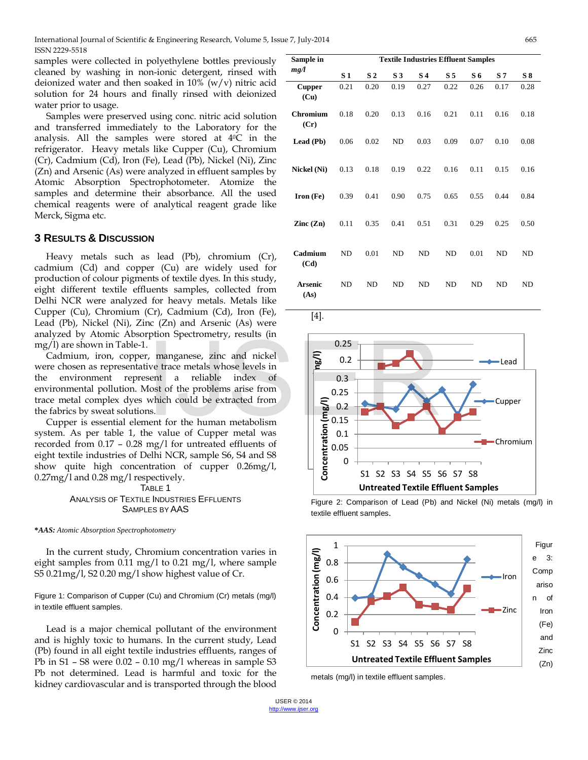samples were collected in polyethylene bottles previously cleaned by washing in non-ionic detergent, rinsed with deionized water and then soaked in 10% (w/v) nitric acid solution for 24 hours and finally rinsed with deionized water prior to usage.

Samples were preserved using conc. nitric acid solution and transferred immediately to the Laboratory for the analysis. All the samples were stored at 4⁰C in the refrigerator. Heavy metals like Cupper (Cu), Chromium (Cr), Cadmium (Cd), Iron (Fe), Lead (Pb), Nickel (Ni), Zinc (Zn) and Arsenic (As) were analyzed in effluent samples by Atomic Absorption Spectrophotometer. Atomize the samples and determine their absorbance. All the used chemical reagents were of analytical reagent grade like Merck, Sigma etc.

## 3 Results & Discussion

Heavy metals such as lead (Pb), chromium (Cr), cadmium (Cd) and copper (Cu) are widely used for production of colour pigments of textile dyes. In this study, eight different textile effluents samples, collected from Delhi NCR were analyzed for heavy metals. Metals like Cupper (Cu), Chromium (Cr), Cadmium (Cd), Iron (Fe), Lead (Pb), Nickel (Ni), Zinc (Zn) and Arsenic (As) were analyzed by Atomic Absorption Spectrometry, results (in mg/l) are shown in Table-1.

Cadmium, iron, copper, manganese, zinc and nickel were chosen as representative trace metals whose levels in the environment represent a reliable index of environmental pollution. Most of the problems arise from trace metal complex dyes which could be extracted from the fabrics by sweat solutions.

Cupper is essential element for the human metabolism system. As per table 1, the value of Cupper metal was recorded from 0.17 – 0.28 mg/l for untreated effluents of eight textile industries of Delhi NCR, sample S6, S4 and S8 show quite high concentration of cupper 0.26mg/l, 0.27mg/l and 0.28 mg/l respectively.

TABLE 1
ANALYSIS OF TEXTILE INDUSTRIES EFFLUENTS SAMPLES BY AAS

| Sample in *mg/l* | Textile Industries Effluent Samples | | | | | | | |
|---|---|---|---|---|---|---|---|---|
| | S 1 | S 2 | S 3 | S 4 | S 5 | S 6 | S 7 | S 8 |
| Cupper (Cu) | 0.21 | 0.20 | 0.19 | 0.27 | 0.22 | 0.26 | 0.17 | 0.28 |
| Chromium (Cr) | 0.18 | 0.20 | 0.13 | 0.16 | 0.21 | 0.11 | 0.16 | 0.18 |
| Lead (Pb) | 0.06 | 0.02 | ND | 0.03 | 0.09 | 0.07 | 0.10 | 0.08 |
| Nickel (Ni) | 0.13 | 0.18 | 0.19 | 0.22 | 0.16 | 0.11 | 0.15 | 0.16 |
| Iron (Fe) | 0.39 | 0.41 | 0.90 | 0.75 | 0.65 | 0.55 | 0.44 | 0.84 |
| Zinc (Zn) | 0.11 | 0.35 | 0.41 | 0.51 | 0.31 | 0.29 | 0.25 | 0.50 |
| Cadmium (Cd) | ND | 0.01 | ND | ND | ND | 0.01 | ND | ND |
| Arsenic (As) | ND | ND | ND | ND | ND | ND | ND | ND |

***AAS:** *Atomic Absorption Spectrophotometry*

In the current study, Chromium concentration varies in eight samples from 0.11 mg/l to 0.21 mg/l, where sample S5 0.21mg/l, S2 0.20 mg/l show highest value of Cr.

Figure 1: Comparison of Cupper (Cu) and Chromium (Cr) metals (mg/l) in textile effluent samples.

Lead is a major chemical pollutant of the environment and is highly toxic to humans. In the current study, Lead (Pb) found in all eight textile industries effluents, ranges of Pb in S1 – S8 were 0.02 – 0.10 mg/l whereas in sample S3 Pb not determined. Lead is harmful and toxic for the kidney cardiovascular and is transported through the blood [4].

Figure 2: Comparison of Lead (Pb) and Nickel (Ni) metals (mg/l) in textile effluent samples.

Figure 3: Comparison of Iron (Fe) and Zinc (Zn) metals (mg/l) in textile effluent samples.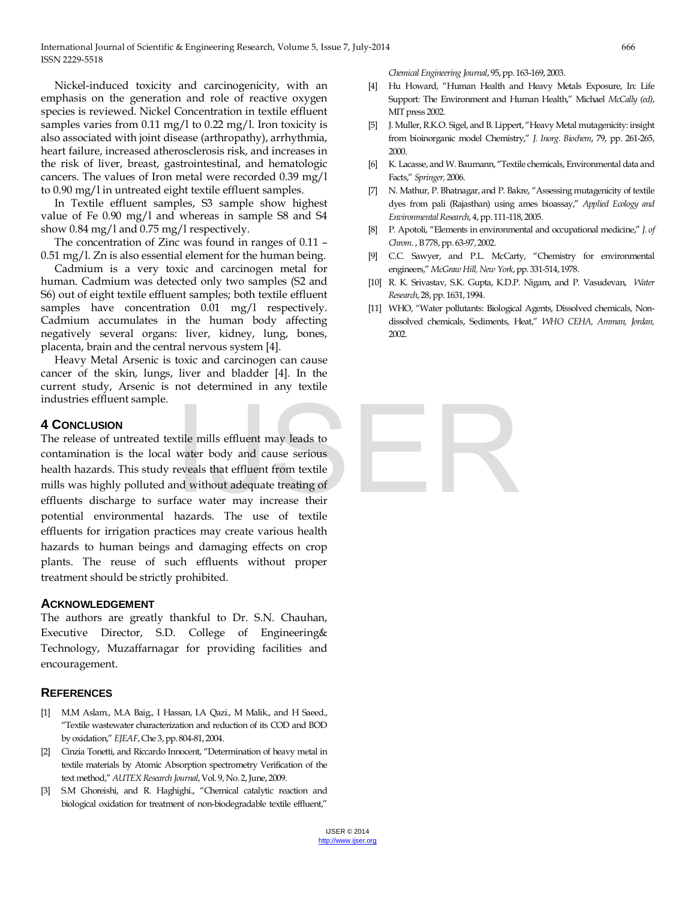Nickel-induced toxicity and carcinogenicity, with an emphasis on the generation and role of reactive oxygen species is reviewed. Nickel Concentration in textile effluent samples varies from 0.11 mg/l to 0.22 mg/l. Iron toxicity is also associated with joint disease (arthropathy), arrhythmia, heart failure, increased atherosclerosis risk, and increases in the risk of liver, breast, gastrointestinal, and hematologic cancers. The values of Iron metal were recorded 0.39 mg/l to 0.90 mg/l in untreated eight textile effluent samples.

In Textile effluent samples, S3 sample show highest value of Fe 0.90 mg/l and whereas in sample S8 and S4 show 0.84 mg/l and 0.75 mg/l respectively.

The concentration of Zinc was found in ranges of 0.11 – 0.51 mg/l. Zn is also essential element for the human being.

Cadmium is a very toxic and carcinogen metal for human. Cadmium was detected only two samples (S2 and S6) out of eight textile effluent samples; both textile effluent samples have concentration 0.01 mg/l respectively. Cadmium accumulates in the human body affecting negatively several organs: liver, kidney, lung, bones, placenta, brain and the central nervous system [4].

Heavy Metal Arsenic is toxic and carcinogen can cause cancer of the skin, lungs, liver and bladder [4]. In the current study, Arsenic is not determined in any textile industries effluent sample.

## 4 Conclusion

The release of untreated textile mills effluent may leads to contamination is the local water body and cause serious health hazards. This study reveals that effluent from textile mills was highly polluted and without adequate treating of effluents discharge to surface water may increase their potential environmental hazards. The use of textile effluents for irrigation practices may create various health hazards to human beings and damaging effects on crop plants. The reuse of such effluents without proper treatment should be strictly prohibited.

## Acknowledgement

The authors are greatly thankful to Dr. S.N. Chauhan, Executive Director, S.D. College of Engineering& Technology, Muzaffarnagar for providing facilities and encouragement.

## References

[1] M.M Aslam., M.A Baig., I Hassan, I.A Qazi., M Malik., and H Saeed., "Textile wastewater characterization and reduction of its COD and BOD by oxidation," *EJEAF*, Che 3, pp. 804-81, 2004.

[2] Cinzia Tonetti, and Riccardo Innocent, "Determination of heavy metal in textile materials by Atomic Absorption spectrometry Verification of the text method," *AUTEX Research Journal*, Vol. 9, No. 2, June, 2009.

[3] S.M Ghoreishi, and R. Haghighi., "Chemical catalytic reaction and biological oxidation for treatment of non-biodegradable textile effluent," *Chemical Engineering Journal*, 95, pp. 163-169, 2003.

[4] Hu Howard, "Human Health and Heavy Metals Exposure, In: Life Support: The Environment and Human Health," Michael *McCally (ed)*, MIT press 2002.

[5] J. Muller, R.K.O. Sigel, and B. Lippert, "Heavy Metal mutagenicity: insight from bioinorganic model Chemistry," *J. Inorg. Biochem*, 79, pp. 261-265, 2000.

[6] K. Lacasse, and W. Baumann, "Textile chemicals, Environmental data and Facts," *Springer,* 2006.

[7] N. Mathur, P. Bhatnagar, and P. Bakre, "Assessing mutagenicity of textile dyes from pali (Rajasthan) using ames bioassay," *Applied Ecology and Environmental Research*, 4, pp. 111-118, 2005.

[8] P. Apotoli, "Elements in environmental and occupational medicine," *J. of Chrom.* , B 778, pp. 63-97, 2002.

[9] C.C. Sawyer, and P.L. McCarty, "Chemistry for environmental engineers," *McGraw Hill, New York*, pp. 331-514, 1978.

[10] R. K. Srivastav, S.K. Gupta, K.D.P. Nigam, and P. Vasudevan, *Water Research*, 28, pp. 1631, 1994.

[11] WHO, "Water pollutants: Biological Agents, Dissolved chemicals, Non-dissolved chemicals, Sediments, Heat," *WHO CEHA, Amman, Jordan,* 2002.